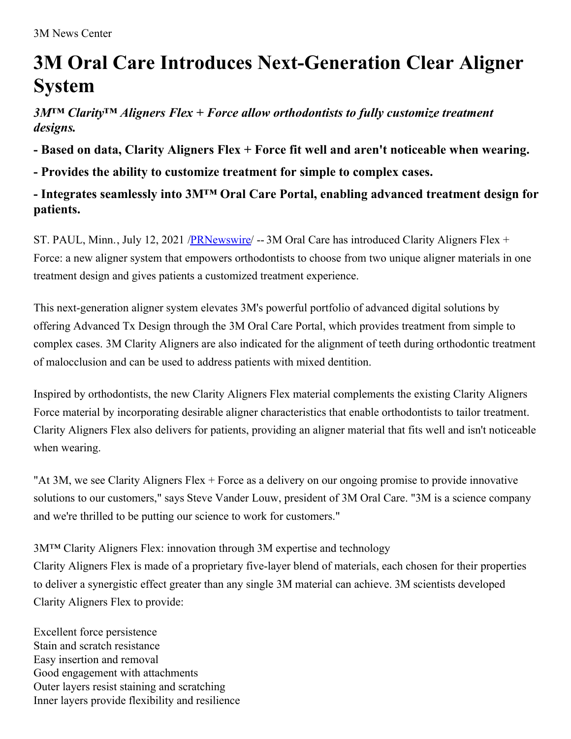3M News Center

# 3M Oral Care Introduces Next-Generation Clear Aligner System

### *3M™ Clarity™ Aligners Flex + Force allow orthodontists to fully customize treatment designs.*

### - Based on data, Clarity Aligners Flex + Force fit well and aren't noticeable when wearing.

### - Provides the ability to customize treatment for simple to complex cases.

### - Integrates seamlessly into 3M™ Oral Care Portal, enabling advanced treatment design for patients.

ST. PAUL, Minn., July 12, 2021 /PRNewswire/ -- 3M Oral Care has introduced Clarity Aligners Flex + Force: a new aligner system that empowers orthodontists to choose from two unique aligner materials in one treatment design and gives patients a customized treatment experience.

This next-generation aligner system elevates 3M's powerful portfolio of advanced digital solutions by offering Advanced Tx Design through the 3M Oral Care Portal, which provides treatment from simple to complex cases. 3M Clarity Aligners are also indicated for the alignment of teeth during orthodontic treatment of malocclusion and can be used to address patients with mixed dentition.

Inspired by orthodontists, the new Clarity Aligners Flex material complements the existing Clarity Aligners Force material by incorporating desirable aligner characteristics that enable orthodontists to tailor treatment. Clarity Aligners Flex also delivers for patients, providing an aligner material that fits well and isn't noticeable when wearing.

"At 3M, we see Clarity Aligners Flex + Force as a delivery on our ongoing promise to provide innovative solutions to our customers," says Steve Vander Louw, president of 3M Oral Care. "3M is a science company and we're thrilled to be putting our science to work for customers."

3M™ Clarity Aligners Flex: innovation through 3M expertise and technology
Clarity Aligners Flex is made of a proprietary five-layer blend of materials, each chosen for their properties to deliver a synergistic effect greater than any single 3M material can achieve. 3M scientists developed Clarity Aligners Flex to provide:

Excellent force persistence
Stain and scratch resistance
Easy insertion and removal
Good engagement with attachments
Outer layers resist staining and scratching
Inner layers provide flexibility and resilience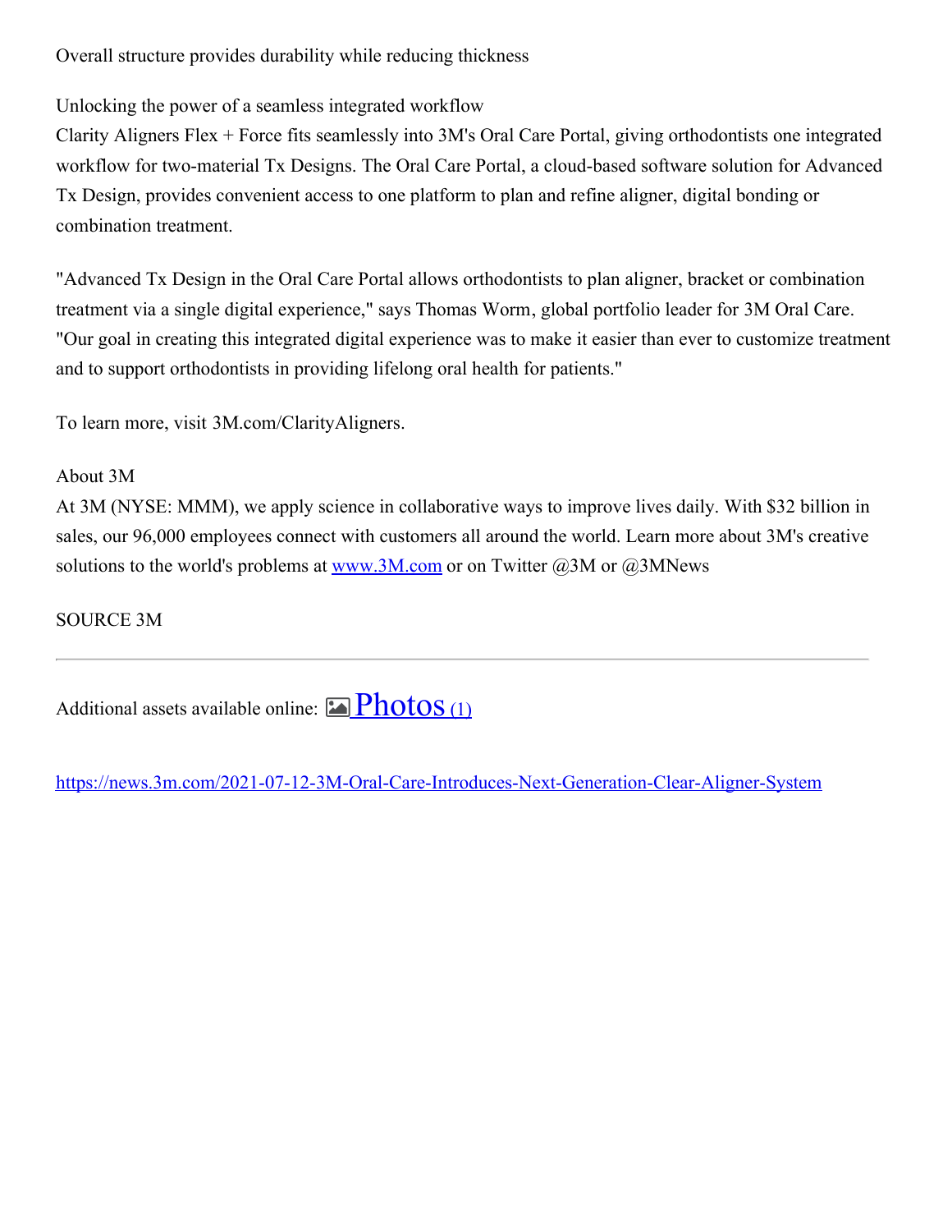Overall structure provides durability while reducing thickness

Unlocking the power of a seamless integrated workflow

Clarity Aligners Flex + Force fits seamlessly into 3M's Oral Care Portal, giving orthodontists one integrated workflow for two-material Tx Designs. The Oral Care Portal, a cloud-based software solution for Advanced Tx Design, provides convenient access to one platform to plan and refine aligner, digital bonding or combination treatment.

"Advanced Tx Design in the Oral Care Portal allows orthodontists to plan aligner, bracket or combination treatment via a single digital experience," says Thomas Worm, global portfolio leader for 3M Oral Care. "Our goal in creating this integrated digital experience was to make it easier than ever to customize treatment and to support orthodontists in providing lifelong oral health for patients."

To learn more, visit 3M.com/ClarityAligners.

About 3M

At 3M (NYSE: MMM), we apply science in collaborative ways to improve lives daily. With $32 billion in sales, our 96,000 employees connect with customers all around the world. Learn more about 3M's creative solutions to the world's problems at [www.3M.com](http://www.3M.com) or on Twitter @3M or @3MNews

SOURCE 3M

---

Additional assets available online: Photos (1)

https://news.3m.com/2021-07-12-3M-Oral-Care-Introduces-Next-Generation-Clear-Aligner-System